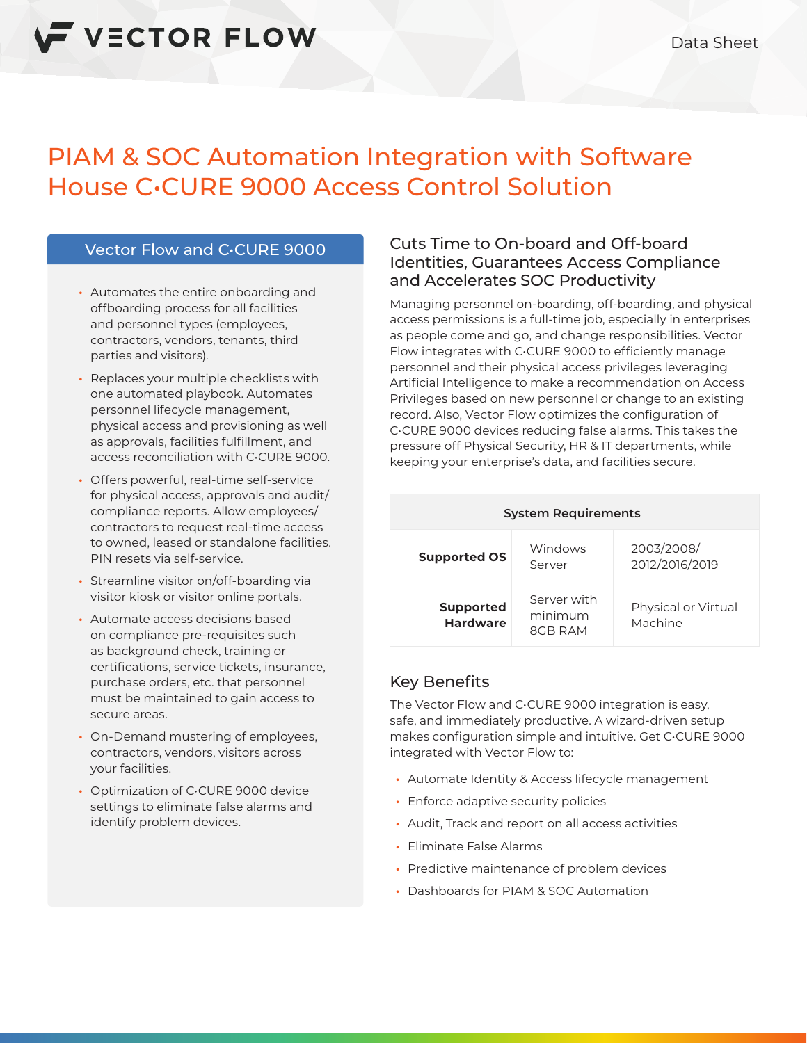VECTOR FLOW

Data Sheet

# PIAM & SOC Automation Integration with Software House C•CURE 9000 Access Control Solution

## Vector Flow and C•CURE 9000

- Automates the entire onboarding and offboarding process for all facilities and personnel types (employees, contractors, vendors, tenants, third parties and visitors).
- Replaces your multiple checklists with one automated playbook. Automates personnel lifecycle management, physical access and provisioning as well as approvals, facilities fulfillment, and access reconciliation with C•CURE 9000.
- Offers powerful, real-time self-service for physical access, approvals and audit/compliance reports. Allow employees/contractors to request real-time access to owned, leased or standalone facilities. PIN resets via self-service.
- Streamline visitor on/off-boarding via visitor kiosk or visitor online portals.
- Automate access decisions based on compliance pre-requisites such as background check, training or certifications, service tickets, insurance, purchase orders, etc. that personnel must be maintained to gain access to secure areas.
- On-Demand mustering of employees, contractors, vendors, visitors across your facilities.
- Optimization of C•CURE 9000 device settings to eliminate false alarms and identify problem devices.

## Cuts Time to On-board and Off-board Identities, Guarantees Access Compliance and Accelerates SOC Productivity

Managing personnel on-boarding, off-boarding, and physical access permissions is a full-time job, especially in enterprises as people come and go, and change responsibilities. Vector Flow integrates with C•CURE 9000 to efficiently manage personnel and their physical access privileges leveraging Artificial Intelligence to make a recommendation on Access Privileges based on new personnel or change to an existing record. Also, Vector Flow optimizes the configuration of C•CURE 9000 devices reducing false alarms. This takes the pressure off Physical Security, HR & IT departments, while keeping your enterprise's data, and facilities secure.

| System Requirements | | |
|---|---|---|
| **Supported OS** | Windows Server | 2003/2008/2012/2016/2019 |
| **Supported Hardware** | Server with minimum 8GB RAM | Physical or Virtual Machine |

## Key Benefits

The Vector Flow and C•CURE 9000 integration is easy, safe, and immediately productive. A wizard-driven setup makes configuration simple and intuitive. Get C•CURE 9000 integrated with Vector Flow to:

- Automate Identity & Access lifecycle management
- Enforce adaptive security policies
- Audit, Track and report on all access activities
- Eliminate False Alarms
- Predictive maintenance of problem devices
- Dashboards for PIAM & SOC Automation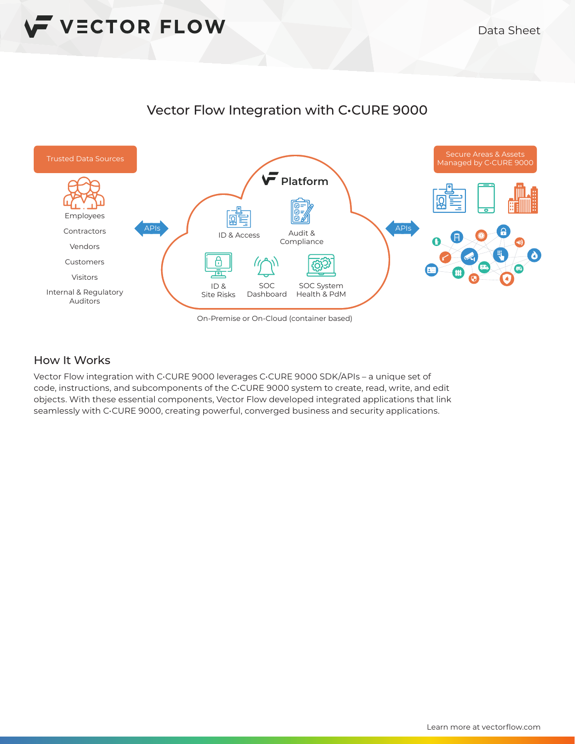# Vector Flow Integration with C•CURE 9000

Trusted Data Sources

Employees

Contractors

Vendors

Customers

Visitors

Internal & Regulatory Auditors

APIs

Platform

ID & Access

Audit & Compliance

ID & Site Risks

SOC Dashboard

SOC System Health & PdM

APIs

Secure Areas & Assets Managed by C•CURE 9000

On-Premise or On-Cloud (container based)

## How It Works

Vector Flow integration with C•CURE 9000 leverages C•CURE 9000 SDK/APIs – a unique set of code, instructions, and subcomponents of the C•CURE 9000 system to create, read, write, and edit objects. With these essential components, Vector Flow developed integrated applications that link seamlessly with C•CURE 9000, creating powerful, converged business and security applications.

Learn more at vectorflow.com